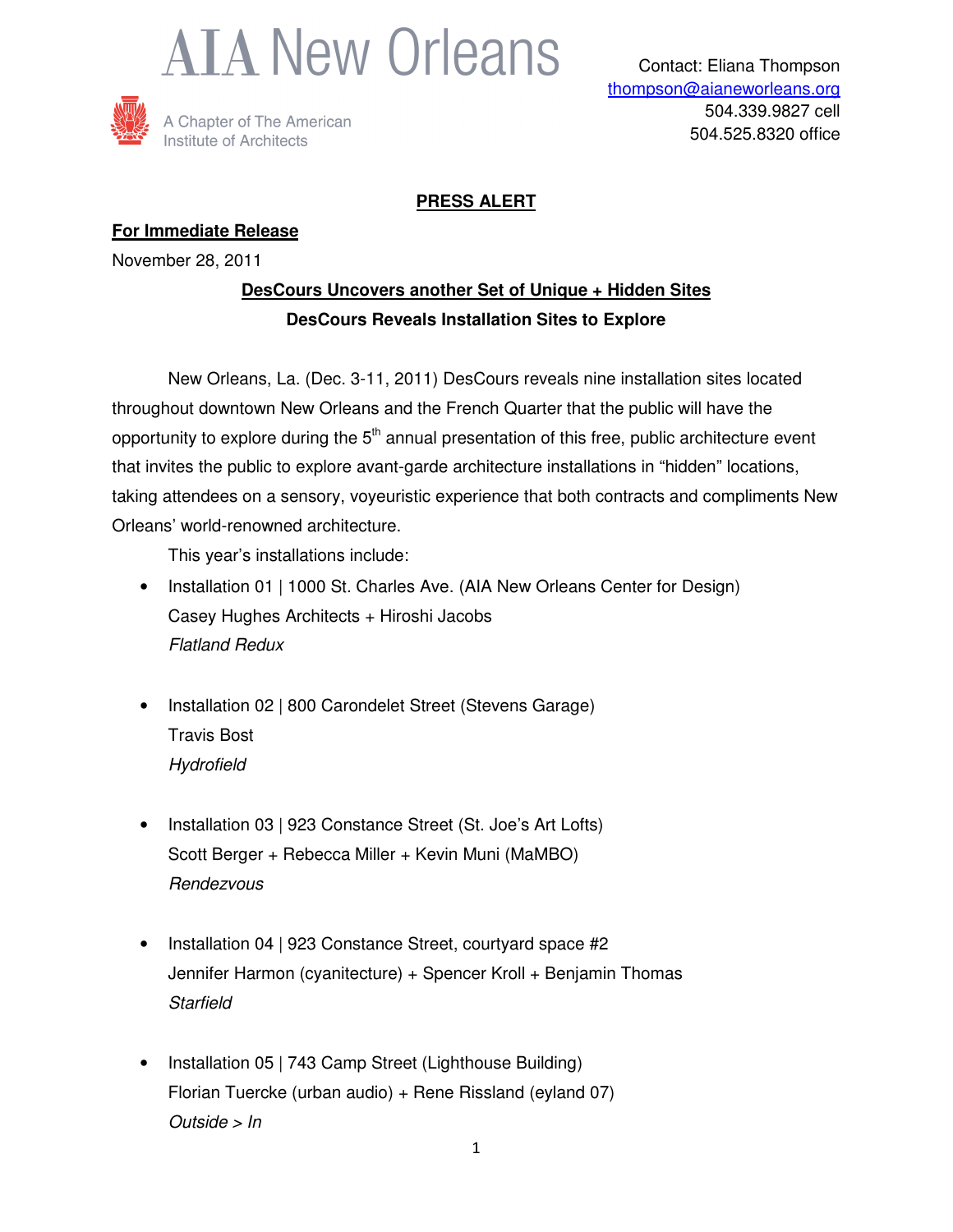# AIA New Orleans

A Chapter of The American Institute of Architects

Contact: Eliana Thompson
thompson@aianeworleans.org
504.339.9827 cell
504.525.8320 office

**PRESS ALERT**

**For Immediate Release**

November 28, 2011

**DesCours Uncovers another Set of Unique + Hidden Sites**

**DesCours Reveals Installation Sites to Explore**

New Orleans, La. (Dec. 3-11, 2011) DesCours reveals nine installation sites located throughout downtown New Orleans and the French Quarter that the public will have the opportunity to explore during the 5th annual presentation of this free, public architecture event that invites the public to explore avant-garde architecture installations in "hidden" locations, taking attendees on a sensory, voyeuristic experience that both contracts and compliments New Orleans' world-renowned architecture.

This year's installations include:

- Installation 01 | 1000 St. Charles Ave. (AIA New Orleans Center for Design)
  Casey Hughes Architects + Hiroshi Jacobs
  *Flatland Redux*

- Installation 02 | 800 Carondelet Street (Stevens Garage)
  Travis Bost
  *Hydrofield*

- Installation 03 | 923 Constance Street (St. Joe's Art Lofts)
  Scott Berger + Rebecca Miller + Kevin Muni (MaMBO)
  *Rendezvous*

- Installation 04 | 923 Constance Street, courtyard space #2
  Jennifer Harmon (cyanitecture) + Spencer Kroll + Benjamin Thomas
  *Starfield*

- Installation 05 | 743 Camp Street (Lighthouse Building)
  Florian Tuercke (urban audio) + Rene Rissland (eyland 07)
  *Outside > In*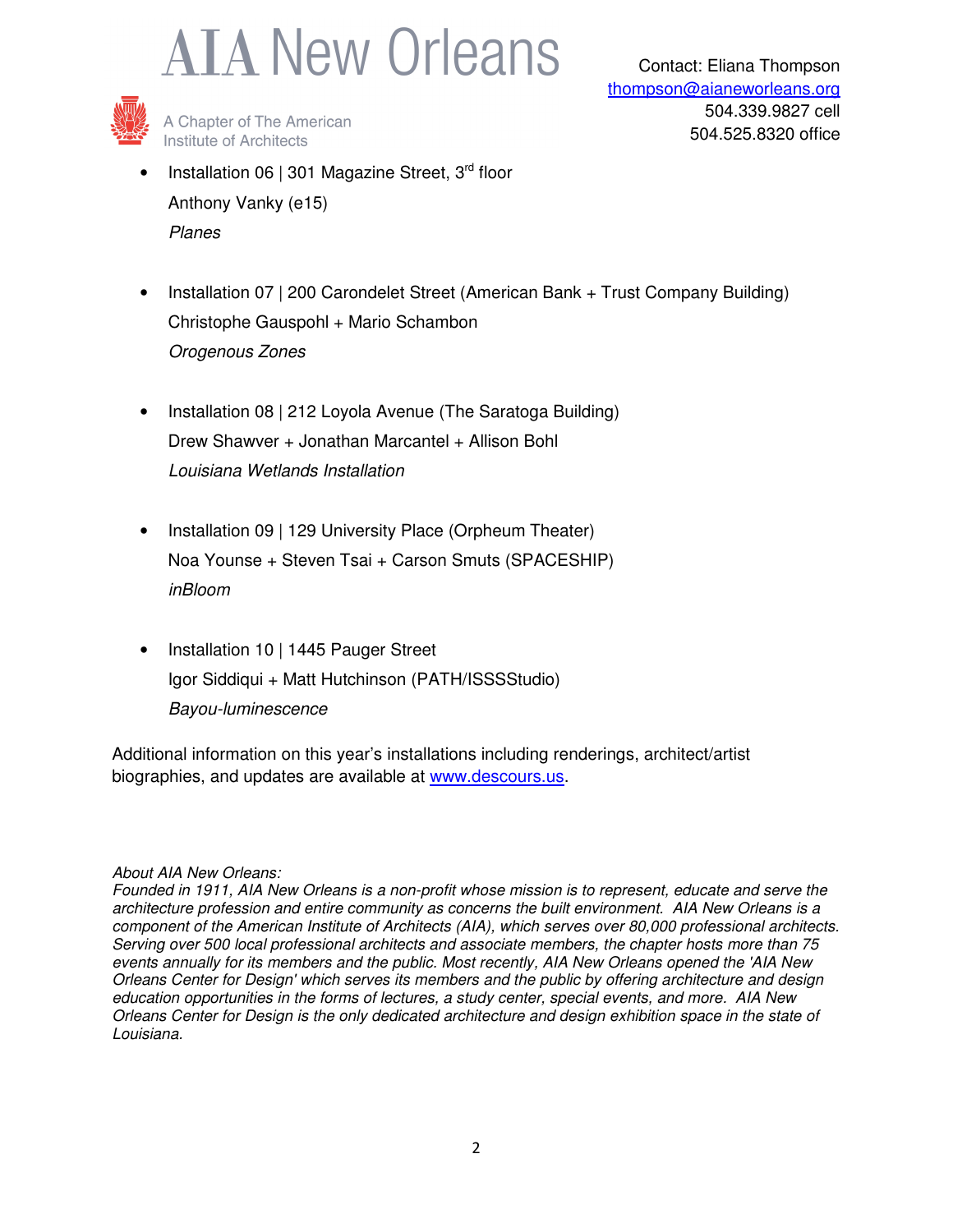- Installation 06 | 301 Magazine Street, 3rd floor
  Anthony Vanky (e15)
  *Planes*

- Installation 07 | 200 Carondelet Street (American Bank + Trust Company Building)
  Christophe Gauspohl + Mario Schambon
  *Orogenous Zones*

- Installation 08 | 212 Loyola Avenue (The Saratoga Building)
  Drew Shawver + Jonathan Marcantel + Allison Bohl
  *Louisiana Wetlands Installation*

- Installation 09 | 129 University Place (Orpheum Theater)
  Noa Younse + Steven Tsai + Carson Smuts (SPACESHIP)
  *inBloom*

- Installation 10 | 1445 Pauger Street
  Igor Siddiqui + Matt Hutchinson (PATH/ISSSStudio)
  *Bayou-luminescence*

Additional information on this year's installations including renderings, architect/artist biographies, and updates are available at www.descours.us.

*About AIA New Orleans:*
*Founded in 1911, AIA New Orleans is a non-profit whose mission is to represent, educate and serve the architecture profession and entire community as concerns the built environment. AIA New Orleans is a component of the American Institute of Architects (AIA), which serves over 80,000 professional architects. Serving over 500 local professional architects and associate members, the chapter hosts more than 75 events annually for its members and the public. Most recently, AIA New Orleans opened the 'AIA New Orleans Center for Design' which serves its members and the public by offering architecture and design education opportunities in the forms of lectures, a study center, special events, and more. AIA New Orleans Center for Design is the only dedicated architecture and design exhibition space in the state of Louisiana.*